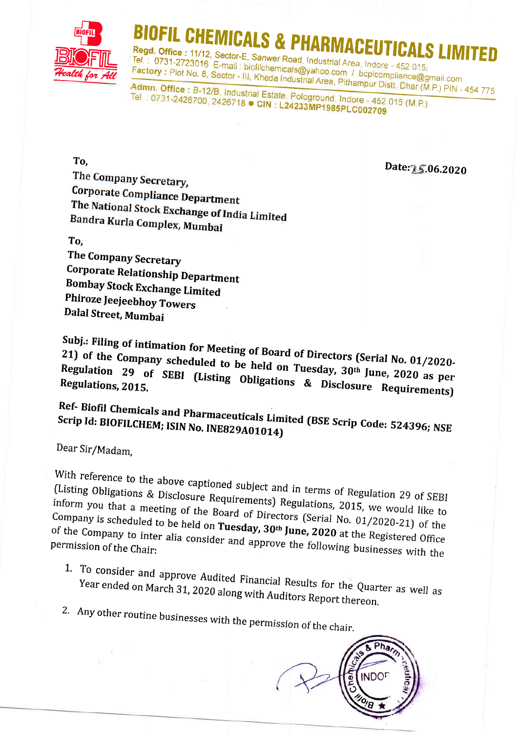# BIOFIL CHEMICALS & PHARMACEUTICALS LIMITED

**Regd. Office :** 11/12, Sector-E, Sanwer Road, Industrial Area, Indore - 452 015.
Tel. : 0731-2723016 E-mail : biofilchemicals@yahoo.com / bcplcompliance@gmail.com
**Factory :** Plot No. 8, Sector - III, Kheda Industrial Area, Pithampur Distt. Dhar (M.P.) PIN - 454 775
**Admn. Office :** B-12/B, Industrial Estate, Pologround, Indore - 452 015 (M.P.)
Tel. : 0731-2426700, 2426718 • **CIN : L24233MP1985PLC002709**

**Date: 25.06.2020**

**To,**
**The Company Secretary,**
**Corporate Compliance Department**
**The National Stock Exchange of India Limited**
**Bandra Kurla Complex, Mumbai**

**To,**
**The Company Secretary**
**Corporate Relationship Department**
**Bombay Stock Exchange Limited**
**Phiroze Jeejeebhoy Towers**
**Dalal Street, Mumbai**

**Subj.: Filing of intimation for Meeting of Board of Directors (Serial No. 01/2020-21) of the Company scheduled to be held on Tuesday, 30th June, 2020 as per Regulation 29 of SEBI (Listing Obligations & Disclosure Requirements) Regulations, 2015.**

**Ref- Biofil Chemicals and Pharmaceuticals Limited (BSE Scrip Code: 524396; NSE Scrip Id: BIOFILCHEM; ISIN No. INE829A01014)**

Dear Sir/Madam,

With reference to the above captioned subject and in terms of Regulation 29 of SEBI (Listing Obligations & Disclosure Requirements) Regulations, 2015, we would like to inform you that a meeting of the Board of Directors (Serial No. 01/2020-21) of the Company is scheduled to be held on **Tuesday, 30th June, 2020** at the Registered Office of the Company to inter alia consider and approve the following businesses with the permission of the Chair:

1. To consider and approve Audited Financial Results for the Quarter as well as Year ended on March 31, 2020 along with Auditors Report thereon.
2. Any other routine businesses with the permission of the chair.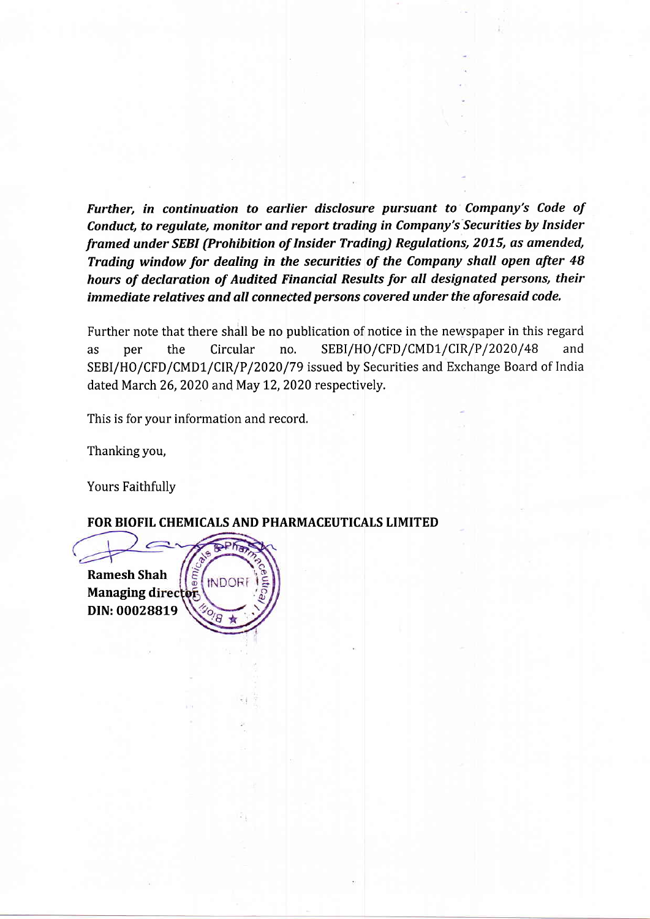***Further, in continuation to earlier disclosure pursuant to Company's Code of Conduct, to regulate, monitor and report trading in Company's Securities by Insider framed under SEBI (Prohibition of Insider Trading) Regulations, 2015, as amended, Trading window for dealing in the securities of the Company shall open after 48 hours of declaration of Audited Financial Results for all designated persons, their immediate relatives and all connected persons covered under the aforesaid code.***

Further note that there shall be no publication of notice in the newspaper in this regard as per the Circular no. SEBI/HO/CFD/CMD1/CIR/P/2020/48 and SEBI/HO/CFD/CMD1/CIR/P/2020/79 issued by Securities and Exchange Board of India dated March 26, 2020 and May 12, 2020 respectively.

This is for your information and record.

Thanking you,

Yours Faithfully

**FOR BIOFIL CHEMICALS AND PHARMACEUTICALS LIMITED**

**Ramesh Shah**
**Managing director**
**DIN: 00028819**